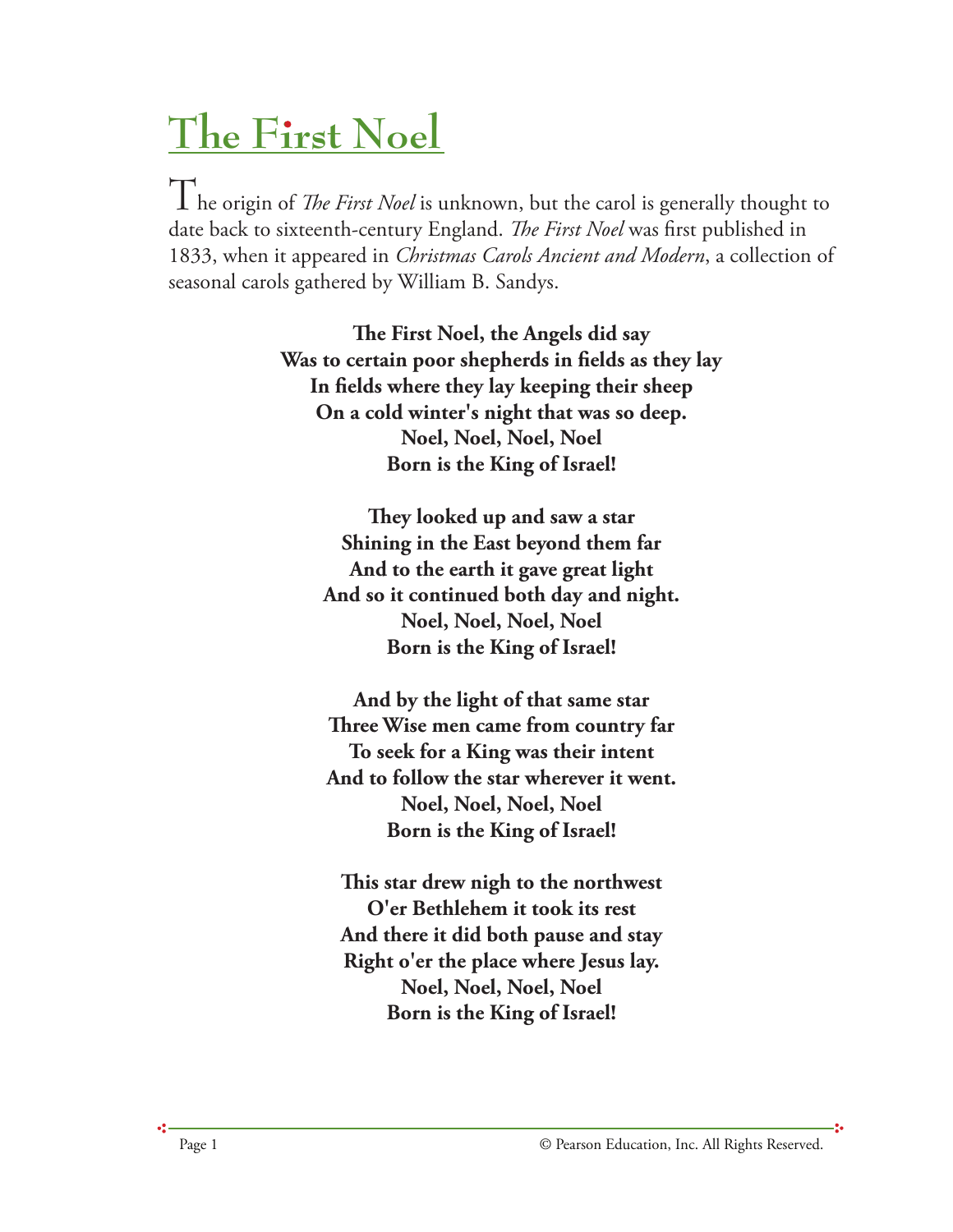# The First Noel

The origin of *The First Noel* is unknown, but the carol is generally thought to date back to sixteenth-century England. *The First Noel* was first published in 1833, when it appeared in *Christmas Carols Ancient and Modern*, a collection of seasonal carols gathered by William B. Sandys.

**The First Noel, the Angels did say**
**Was to certain poor shepherds in fields as they lay**
**In fields where they lay keeping their sheep**
**On a cold winter's night that was so deep.**
**Noel, Noel, Noel, Noel**
**Born is the King of Israel!**

**They looked up and saw a star**
**Shining in the East beyond them far**
**And to the earth it gave great light**
**And so it continued both day and night.**
**Noel, Noel, Noel, Noel**
**Born is the King of Israel!**

**And by the light of that same star**
**Three Wise men came from country far**
**To seek for a King was their intent**
**And to follow the star wherever it went.**
**Noel, Noel, Noel, Noel**
**Born is the King of Israel!**

**This star drew nigh to the northwest**
**O'er Bethlehem it took its rest**
**And there it did both pause and stay**
**Right o'er the place where Jesus lay.**
**Noel, Noel, Noel, Noel**
**Born is the King of Israel!**

© Pearson Education, Inc. All Rights Reserved.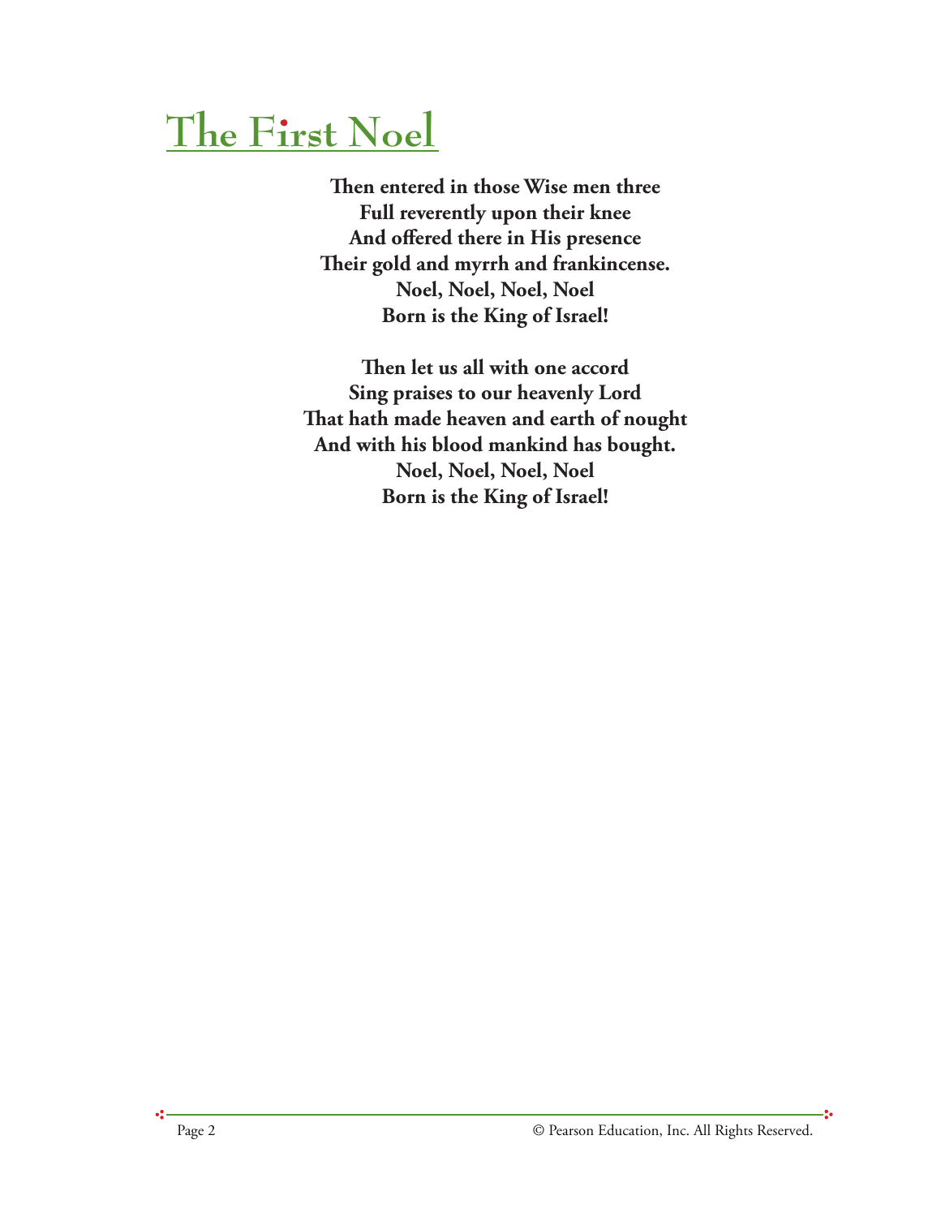# The First Noel

**Then entered in those Wise men three**
**Full reverently upon their knee**
**And offered there in His presence**
**Their gold and myrrh and frankincense.**
**Noel, Noel, Noel, Noel**
**Born is the King of Israel!**

**Then let us all with one accord**
**Sing praises to our heavenly Lord**
**That hath made heaven and earth of nought**
**And with his blood mankind has bought.**
**Noel, Noel, Noel, Noel**
**Born is the King of Israel!**

© Pearson Education, Inc. All Rights Reserved.